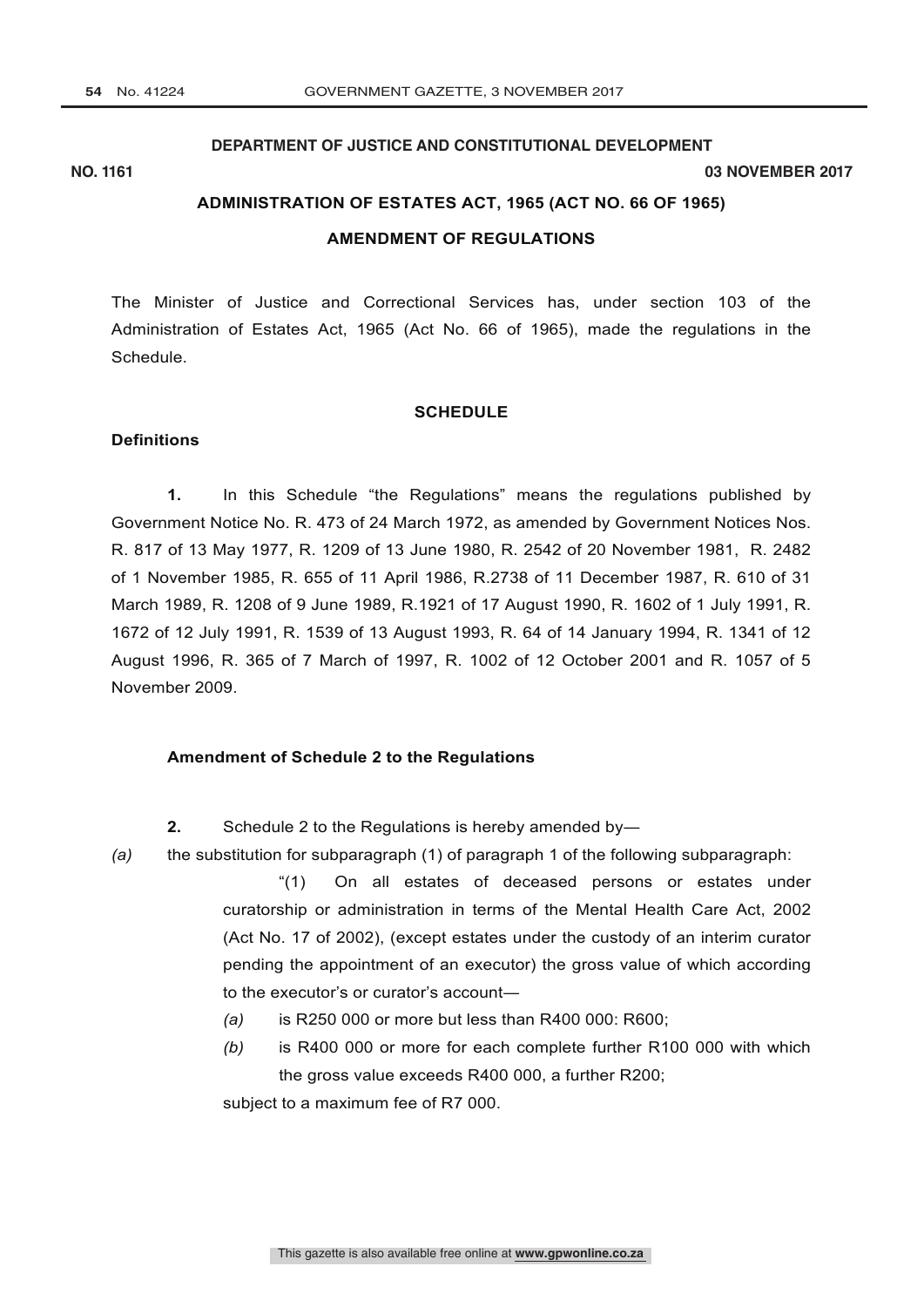**DEPARTMENT OF JUSTICE AND CONSTITUTIONAL DEVELOPMENT**

**NO. 1161** **03 NOVEMBER 2017**

## ADMINISTRATION OF ESTATES ACT, 1965 (ACT NO. 66 OF 1965)

## AMENDMENT OF REGULATIONS

The Minister of Justice and Correctional Services has, under section 103 of the Administration of Estates Act, 1965 (Act No. 66 of 1965), made the regulations in the Schedule.

### SCHEDULE

**Definitions**

**1.** In this Schedule "the Regulations" means the regulations published by Government Notice No. R. 473 of 24 March 1972, as amended by Government Notices Nos. R. 817 of 13 May 1977, R. 1209 of 13 June 1980, R. 2542 of 20 November 1981, R. 2482 of 1 November 1985, R. 655 of 11 April 1986, R.2738 of 11 December 1987, R. 610 of 31 March 1989, R. 1208 of 9 June 1989, R.1921 of 17 August 1990, R. 1602 of 1 July 1991, R. 1672 of 12 July 1991, R. 1539 of 13 August 1993, R. 64 of 14 January 1994, R. 1341 of 12 August 1996, R. 365 of 7 March of 1997, R. 1002 of 12 October 2001 and R. 1057 of 5 November 2009.

**Amendment of Schedule 2 to the Regulations**

**2.** Schedule 2 to the Regulations is hereby amended by—

*(a)* the substitution for subparagraph (1) of paragraph 1 of the following subparagraph:

"(1) On all estates of deceased persons or estates under curatorship or administration in terms of the Mental Health Care Act, 2002 (Act No. 17 of 2002), (except estates under the custody of an interim curator pending the appointment of an executor) the gross value of which according to the executor's or curator's account—

*(a)* is R250 000 or more but less than R400 000: R600;

*(b)* is R400 000 or more for each complete further R100 000 with which the gross value exceeds R400 000, a further R200;

subject to a maximum fee of R7 000.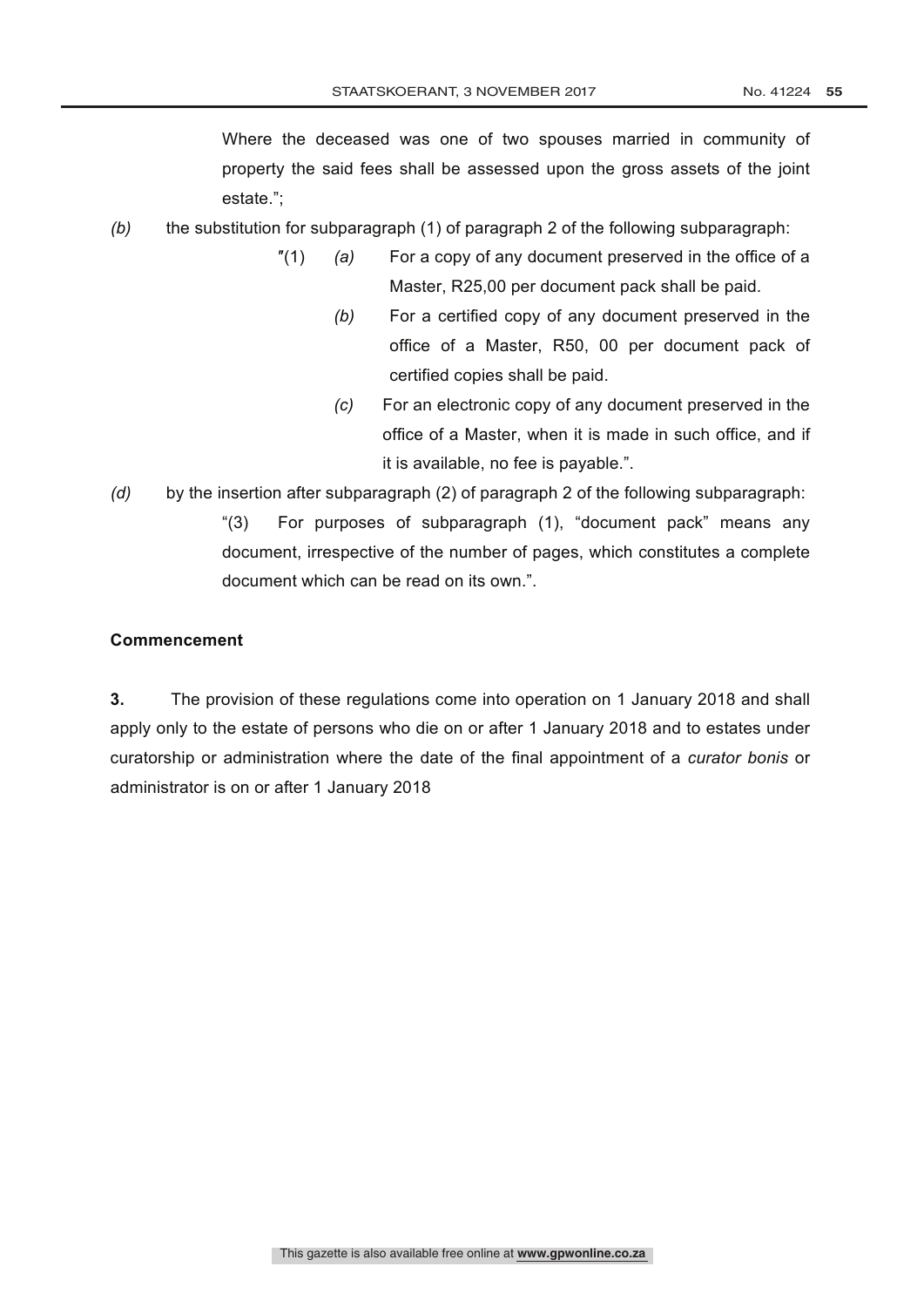Where the deceased was one of two spouses married in community of property the said fees shall be assessed upon the gross assets of the joint estate.";

*(b)* the substitution for subparagraph (1) of paragraph 2 of the following subparagraph:

> "(1) *(a)* For a copy of any document preserved in the office of a Master, R25,00 per document pack shall be paid.
>
> *(b)* For a certified copy of any document preserved in the office of a Master, R50, 00 per document pack of certified copies shall be paid.
>
> *(c)* For an electronic copy of any document preserved in the office of a Master, when it is made in such office, and if it is available, no fee is payable.".

*(d)* by the insertion after subparagraph (2) of paragraph 2 of the following subparagraph:

> "(3) For purposes of subparagraph (1), "document pack" means any document, irrespective of the number of pages, which constitutes a complete document which can be read on its own.".

**Commencement**

**3.** The provision of these regulations come into operation on 1 January 2018 and shall apply only to the estate of persons who die on or after 1 January 2018 and to estates under curatorship or administration where the date of the final appointment of a *curator bonis* or administrator is on or after 1 January 2018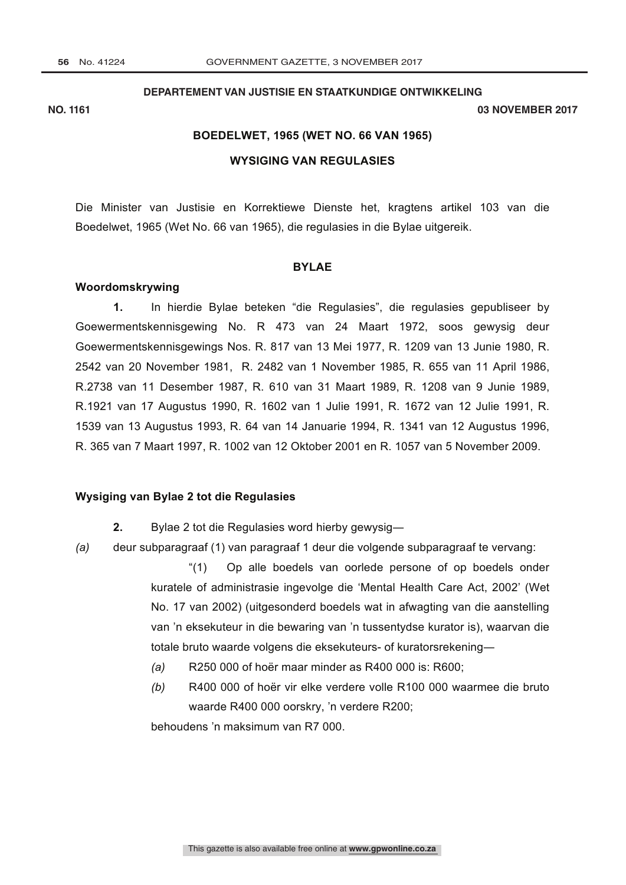**DEPARTEMENT VAN JUSTISIE EN STAATKUNDIGE ONTWIKKELING**

**NO. 1161** **03 NOVEMBER 2017**

**BOEDELWET, 1965 (WET NO. 66 VAN 1965)**

**WYSIGING VAN REGULASIES**

Die Minister van Justisie en Korrektiewe Dienste het, kragtens artikel 103 van die Boedelwet, 1965 (Wet No. 66 van 1965), die regulasies in die Bylae uitgereik.

**BYLAE**

**Woordomskrywing**

**1.** In hierdie Bylae beteken "die Regulasies", die regulasies gepubliseer by Goewermentskennisgewing No. R 473 van 24 Maart 1972, soos gewysig deur Goewermentskennisgewings Nos. R. 817 van 13 Mei 1977, R. 1209 van 13 Junie 1980, R. 2542 van 20 November 1981, R. 2482 van 1 November 1985, R. 655 van 11 April 1986, R.2738 van 11 Desember 1987, R. 610 van 31 Maart 1989, R. 1208 van 9 Junie 1989, R.1921 van 17 Augustus 1990, R. 1602 van 1 Julie 1991, R. 1672 van 12 Julie 1991, R. 1539 van 13 Augustus 1993, R. 64 van 14 Januarie 1994, R. 1341 van 12 Augustus 1996, R. 365 van 7 Maart 1997, R. 1002 van 12 Oktober 2001 en R. 1057 van 5 November 2009.

**Wysiging van Bylae 2 tot die Regulasies**

**2.** Bylae 2 tot die Regulasies word hierby gewysig—

*(a)* deur subparagraaf (1) van paragraaf 1 deur die volgende subparagraaf te vervang:

"(1) Op alle boedels van oorlede persone of op boedels onder kuratele of administrasie ingevolge die 'Mental Health Care Act, 2002' (Wet No. 17 van 2002) (uitgesonderd boedels wat in afwagting van die aanstelling van 'n eksekuteur in die bewaring van 'n tussentydse kurator is), waarvan die totale bruto waarde volgens die eksekuteurs- of kuratorsrekening—

*(a)* R250 000 of hoër maar minder as R400 000 is: R600;

*(b)* R400 000 of hoër vir elke verdere volle R100 000 waarmee die bruto waarde R400 000 oorskry, 'n verdere R200;

behoudens 'n maksimum van R7 000.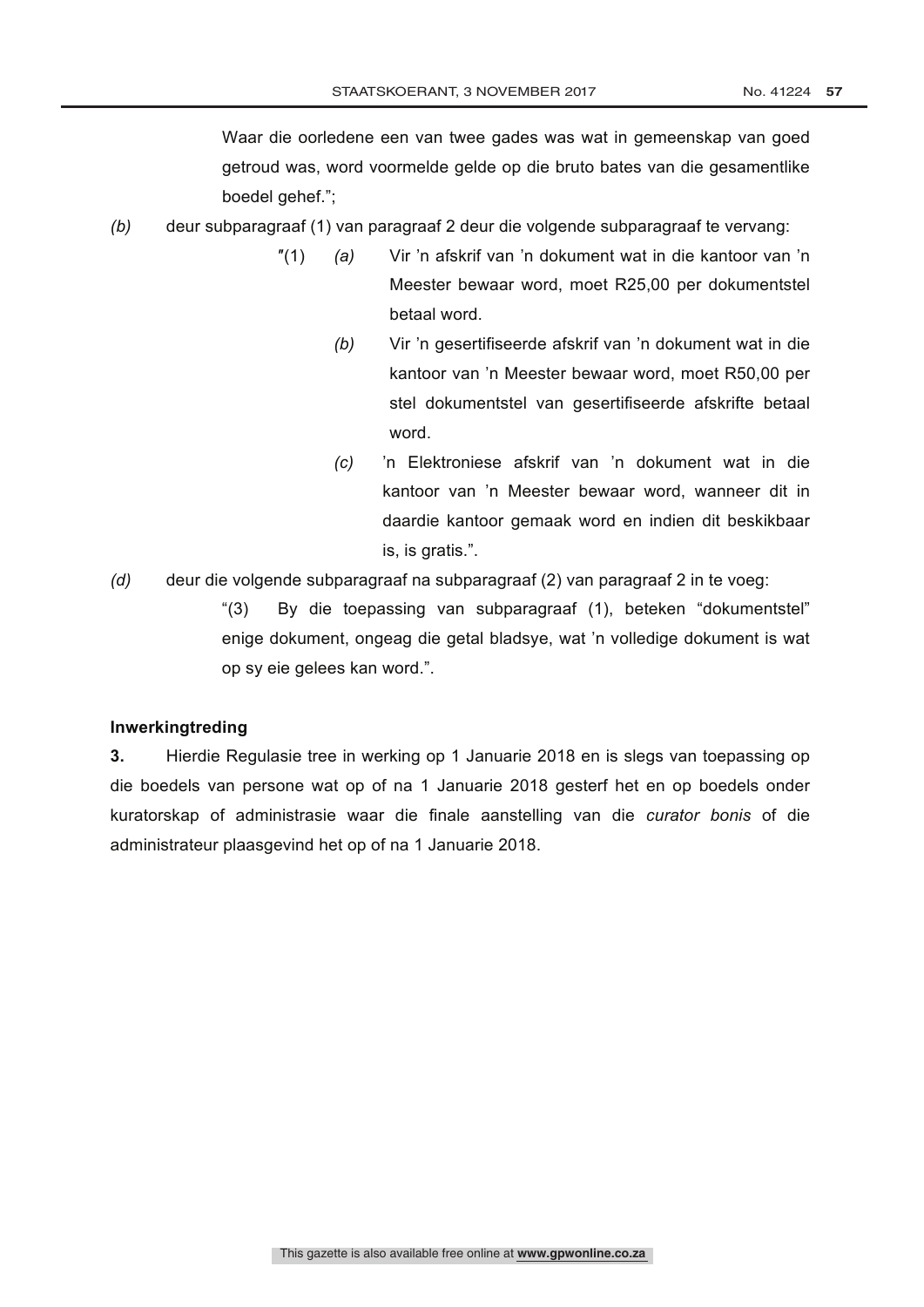Waar die oorledene een van twee gades was wat in gemeenskap van goed getroud was, word voormelde gelde op die bruto bates van die gesamentlike boedel gehef.";

*(b)* deur subparagraaf (1) van paragraaf 2 deur die volgende subparagraaf te vervang:

"(1) *(a)* Vir 'n afskrif van 'n dokument wat in die kantoor van 'n Meester bewaar word, moet R25,00 per dokumentstel betaal word.

*(b)* Vir 'n gesertifiseerde afskrif van 'n dokument wat in die kantoor van 'n Meester bewaar word, moet R50,00 per stel dokumentstel van gesertifiseerde afskrifte betaal word.

*(c)* 'n Elektroniese afskrif van 'n dokument wat in die kantoor van 'n Meester bewaar word, wanneer dit in daardie kantoor gemaak word en indien dit beskikbaar is, is gratis.".

*(d)* deur die volgende subparagraaf na subparagraaf (2) van paragraaf 2 in te voeg:

"(3) By die toepassing van subparagraaf (1), beteken "dokumentstel" enige dokument, ongeag die getal bladsye, wat 'n volledige dokument is wat op sy eie gelees kan word.".

**Inwerkingtreding**

**3.** Hierdie Regulasie tree in werking op 1 Januarie 2018 en is slegs van toepassing op die boedels van persone wat op of na 1 Januarie 2018 gesterf het en op boedels onder kuratorskap of administrasie waar die finale aanstelling van die *curator bonis* of die administrateur plaasgevind het op of na 1 Januarie 2018.